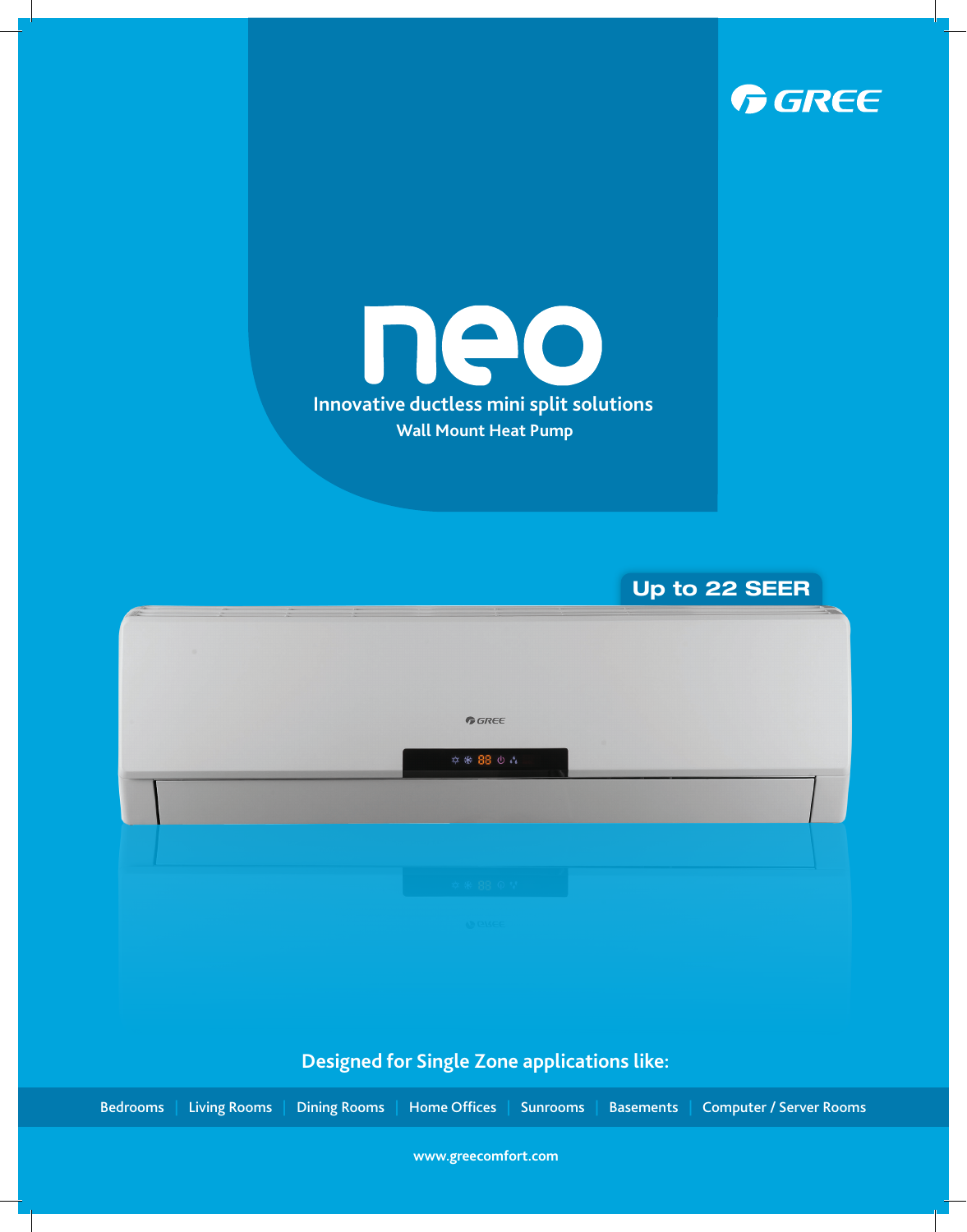GREE

# neo

**Innovative ductless mini split solutions**

**Wall Mount Heat Pump**

**Up to 22 SEER**

## Designed for Single Zone applications like:

Bedrooms | Living Rooms | Dining Rooms | Home Offices | Sunrooms | Basements | Computer / Server Rooms

www.greecomfort.com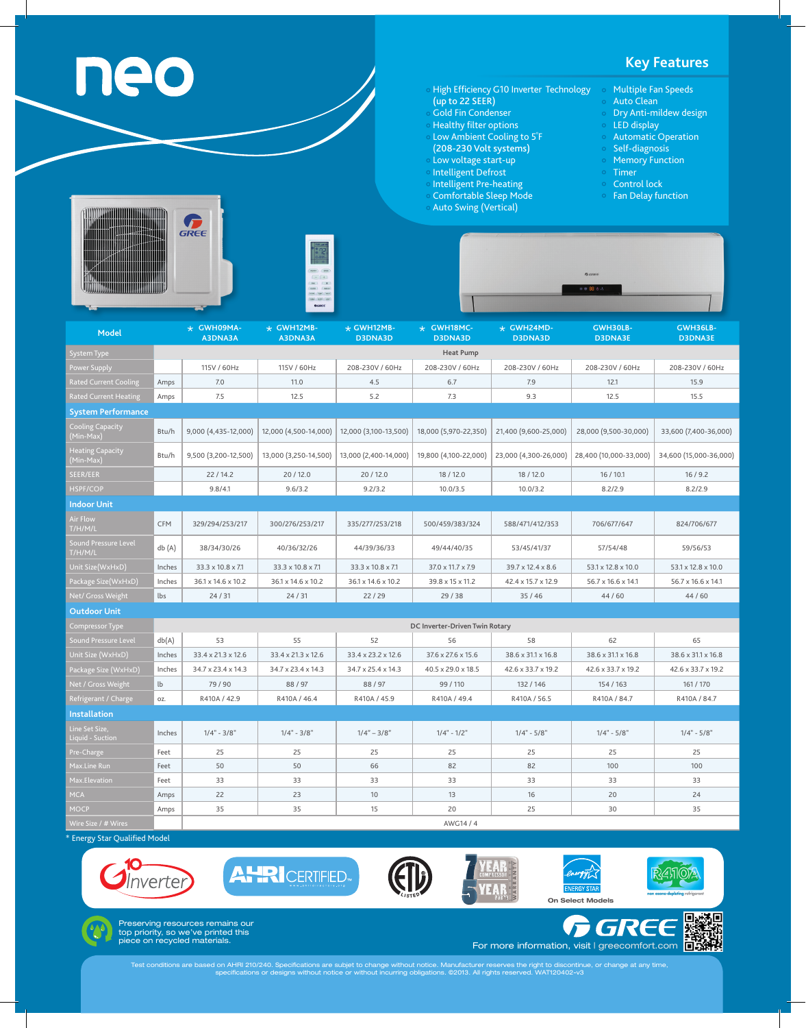# neo

## Key Features

- High Efficiency G10 Inverter Technology (up to 22 SEER)
- Gold Fin Condenser
- Healthy filter options
- Low Ambient Cooling to 5°F (208-230 Volt systems)
- Low voltage start-up
- Intelligent Defrost
- Intelligent Pre-heating
- Comfortable Sleep Mode
- Auto Swing (Vertical)
- Multiple Fan Speeds
- Auto Clean
- Dry Anti-mildew design
- LED display
- Automatic Operation
- Self-diagnosis
- Memory Function
- Timer
- Control lock
- Fan Delay function

| Model | | * GWH09MA-A3DNA3A | * GWH12MB-A3DNA3A | * GWH12MB-D3DNA3D | * GWH18MC-D3DNA3D | * GWH24MD-D3DNA3D | GWH30LB-D3DNA3E | GWH36LB-D3DNA3E |
|---|---|---|---|---|---|---|---|---|
| System Type | | Heat Pump | | | | | | |
| Power Supply | | 115V / 60Hz | 115V / 60Hz | 208-230V / 60Hz | 208-230V / 60Hz | 208-230V / 60Hz | 208-230V / 60Hz | 208-230V / 60Hz |
| Rated Current Cooling | Amps | 7.0 | 11.0 | 4.5 | 6.7 | 7.9 | 12.1 | 15.9 |
| Rated Current Heating | Amps | 7.5 | 12.5 | 5.2 | 7.3 | 9.3 | 12.5 | 15.5 |
| **System Performance** | | | | | | | | |
| Cooling Capacity (Min-Max) | Btu/h | 9,000 (4,435-12,000) | 12,000 (4,500-14,000) | 12,000 (3,100-13,500) | 18,000 (5,970-22,350) | 21,400 (9,600-25,000) | 28,000 (9,500-30,000) | 33,600 (7,400-36,000) |
| Heating Capacity (Min-Max) | Btu/h | 9,500 (3,200-12,500) | 13,000 (3,250-14,500) | 13,000 (2,400-14,000) | 19,800 (4,100-22,000) | 23,000 (4,300-26,000) | 28,400 (10,000-33,000) | 34,600 (15,000-36,000) |
| SEER/EER | | 22 / 14.2 | 20 / 12.0 | 20 / 12.0 | 18 / 12.0 | 18 / 12.0 | 16 / 10.1 | 16 / 9.2 |
| HSPF/COP | | 9.8/4.1 | 9.6/3.2 | 9.2/3.2 | 10.0/3.5 | 10.0/3.2 | 8.2/2.9 | 8.2/2.9 |
| **Indoor Unit** | | | | | | | | |
| Air Flow T/H/M/L | CFM | 329/294/253/217 | 300/276/253/217 | 335/277/253/218 | 500/459/383/324 | 588/471/412/353 | 706/677/647 | 824/706/677 |
| Sound Pressure Level T/H/M/L | db (A) | 38/34/30/26 | 40/36/32/26 | 44/39/36/33 | 49/44/40/35 | 53/45/41/37 | 57/54/48 | 59/56/53 |
| Unit Size(WxHxD) | Inches | 33.3 x 10.8 x 7.1 | 33.3 x 10.8 x 7.1 | 33.3 x 10.8 x 7.1 | 37.0 x 11.7 x 7.9 | 39.7 x 12.4 x 8.6 | 53.1 x 12.8 x 10.0 | 53.1 x 12.8 x 10.0 |
| Package Size(WxHxD) | Inches | 36.1 x 14.6 x 10.2 | 36.1 x 14.6 x 10.2 | 36.1 x 14.6 x 10.2 | 39.8 x 15 x 11.2 | 42.4 x 15.7 x 12.9 | 56.7 x 16.6 x 14.1 | 56.7 x 16.6 x 14.1 |
| Net/ Gross Weight | lbs | 24 / 31 | 24 / 31 | 22 / 29 | 29 / 38 | 35 / 46 | 44 / 60 | 44 / 60 |
| **Outdoor Unit** | | | | | | | | |
| Compressor Type | | DC Inverter-Driven Twin Rotary | | | | | | |
| Sound Pressure Level | db(A) | 53 | 55 | 52 | 56 | 58 | 62 | 65 |
| Unit Size (WxHxD) | Inches | 33.4 x 21.3 x 12.6 | 33.4 x 21.3 x 12.6 | 33.4 x 23.2 x 12.6 | 37.6 x 27.6 x 15.6 | 38.6 x 31.1 x 16.8 | 38.6 x 31.1 x 16.8 | 38.6 x 31.1 x 16.8 |
| Package Size (WxHxD) | Inches | 34.7 x 23.4 x 14.3 | 34.7 x 23.4 x 14.3 | 34.7 x 25.4 x 14.3 | 40.5 x 29.0 x 18.5 | 42.6 x 33.7 x 19.2 | 42.6 x 33.7 x 19.2 | 42.6 x 33.7 x 19.2 |
| Net / Gross Weight | lb | 79 / 90 | 88 / 97 | 88 / 97 | 99 / 110 | 132 / 146 | 154 / 163 | 161 / 170 |
| Refrigerant / Charge | oz. | R410A / 42.9 | R410A / 46.4 | R410A / 45.9 | R410A / 49.4 | R410A / 56.5 | R410A / 84.7 | R410A / 84.7 |
| **Installation** | | | | | | | | |
| Line Set Size, Liquid - Suction | Inches | 1/4" - 3/8" | 1/4" - 3/8" | 1/4" – 3/8" | 1/4" - 1/2" | 1/4" - 5/8" | 1/4" - 5/8" | 1/4" - 5/8" |
| Pre-Charge | Feet | 25 | 25 | 25 | 25 | 25 | 25 | 25 |
| Max.Line Run | Feet | 50 | 50 | 66 | 82 | 82 | 100 | 100 |
| Max.Elevation | Feet | 33 | 33 | 33 | 33 | 33 | 33 | 33 |
| MCA | Amps | 22 | 23 | 10 | 13 | 16 | 20 | 24 |
| MOCP | Amps | 35 | 35 | 15 | 20 | 25 | 30 | 35 |
| Wire Size / # Wires | | AWG14 / 4 | | | | | | |

* Energy Star Qualified Model

G10 Inverter | AHRI CERTIFIED | ETL LISTED | 7 YEAR COMPRESSOR / 5 YEAR PARTS WARRANTY | ENERGY STAR On Select Models | R410A non ozone-depleting refrigerant

Preserving resources remains our top priority, so we've printed this piece on recycled materials.

GREE

For more information, visit | greecomfort.com

Test conditions are based on AHRI 210/240. Specifications are subjet to change without notice. Manufacturer reserves the right to discontinue, or change at any time, specifications or designs without notice or without incurring obligations. ©2013. All rights reserved. WAT120402-v3